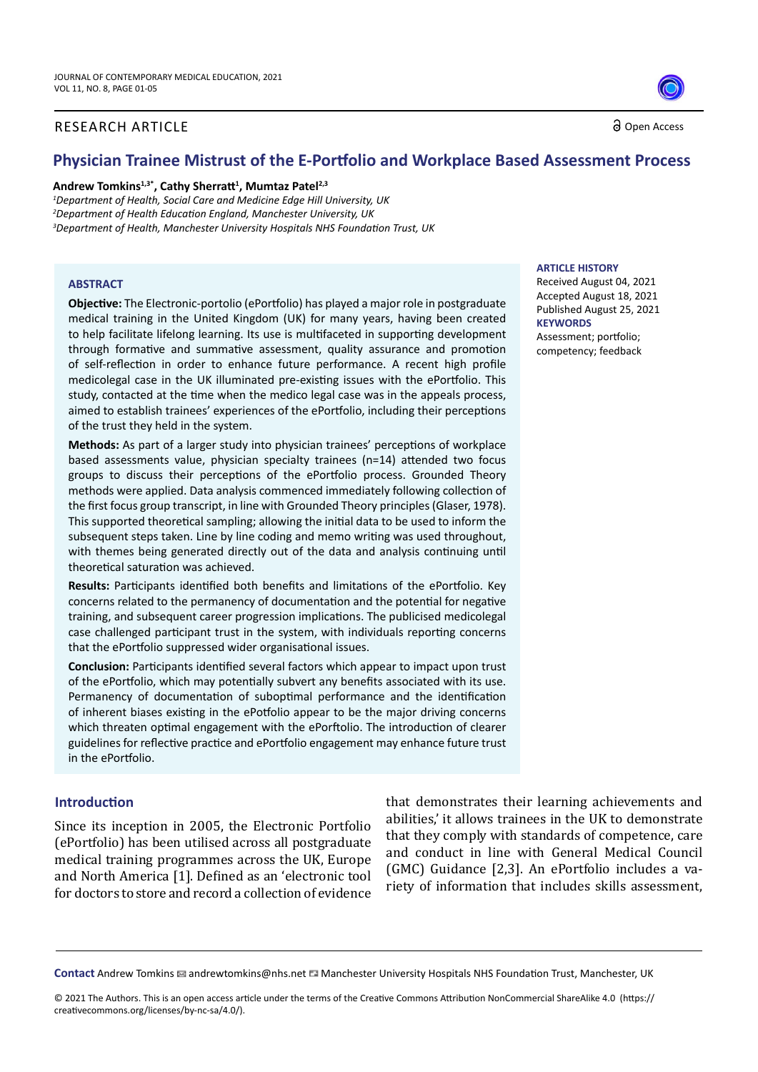RESEARCH ARTICLE

Open Access

# Physician Trainee Mistrust of the E-Portfolio and Workplace Based Assessment Process

**Andrew Tomkins[1,3*], Cathy Sherratt[1], Mumtaz Patel[2,3]**

[1]*Department of Health, Social Care and Medicine Edge Hill University, UK*
[2]*Department of Health Education England, Manchester University, UK*
[3]*Department of Health, Manchester University Hospitals NHS Foundation Trust, UK*

## ABSTRACT

**Objective:** The Electronic-portolio (ePortfolio) has played a major role in postgraduate medical training in the United Kingdom (UK) for many years, having been created to help facilitate lifelong learning. Its use is multifaceted in supporting development through formative and summative assessment, quality assurance and promotion of self-reflection in order to enhance future performance. A recent high profile medicolegal case in the UK illuminated pre-existing issues with the ePortfolio. This study, contacted at the time when the medico legal case was in the appeals process, aimed to establish trainees' experiences of the ePortfolio, including their perceptions of the trust they held in the system.

**Methods:** As part of a larger study into physician trainees' perceptions of workplace based assessments value, physician specialty trainees (n=14) attended two focus groups to discuss their perceptions of the ePortfolio process. Grounded Theory methods were applied. Data analysis commenced immediately following collection of the first focus group transcript, in line with Grounded Theory principles (Glaser, 1978). This supported theoretical sampling; allowing the initial data to be used to inform the subsequent steps taken. Line by line coding and memo writing was used throughout, with themes being generated directly out of the data and analysis continuing until theoretical saturation was achieved.

**Results:** Participants identified both benefits and limitations of the ePortfolio. Key concerns related to the permanency of documentation and the potential for negative training, and subsequent career progression implications. The publicised medicolegal case challenged participant trust in the system, with individuals reporting concerns that the ePortfolio suppressed wider organisational issues.

**Conclusion:** Participants identified several factors which appear to impact upon trust of the ePortfolio, which may potentially subvert any benefits associated with its use. Permanency of documentation of suboptimal performance and the identification of inherent biases existing in the ePotfolio appear to be the major driving concerns which threaten optimal engagement with the ePorftolio. The introduction of clearer guidelines for reflective practice and ePortfolio engagement may enhance future trust in the ePortfolio.

**ARTICLE HISTORY**

Received August 04, 2021
Accepted August 18, 2021
Published August 25, 2021

**KEYWORDS**

Assessment; portfolio; competency; feedback

## Introduction

Since its inception in 2005, the Electronic Portfolio (ePortfolio) has been utilised across all postgraduate medical training programmes across the UK, Europe and North America [1]. Defined as an 'electronic tool for doctors to store and record a collection of evidence that demonstrates their learning achievements and abilities,' it allows trainees in the UK to demonstrate that they comply with standards of competence, care and conduct in line with General Medical Council (GMC) Guidance [2,3]. An ePortfolio includes a variety of information that includes skills assessment,

**Contact** Andrew Tomkins andrewtomkins@nhs.net Manchester University Hospitals NHS Foundation Trust, Manchester, UK

© 2021 The Authors. This is an open access article under the terms of the Creative Commons Attribution NonCommercial ShareAlike 4.0 (https://creativecommons.org/licenses/by-nc-sa/4.0/).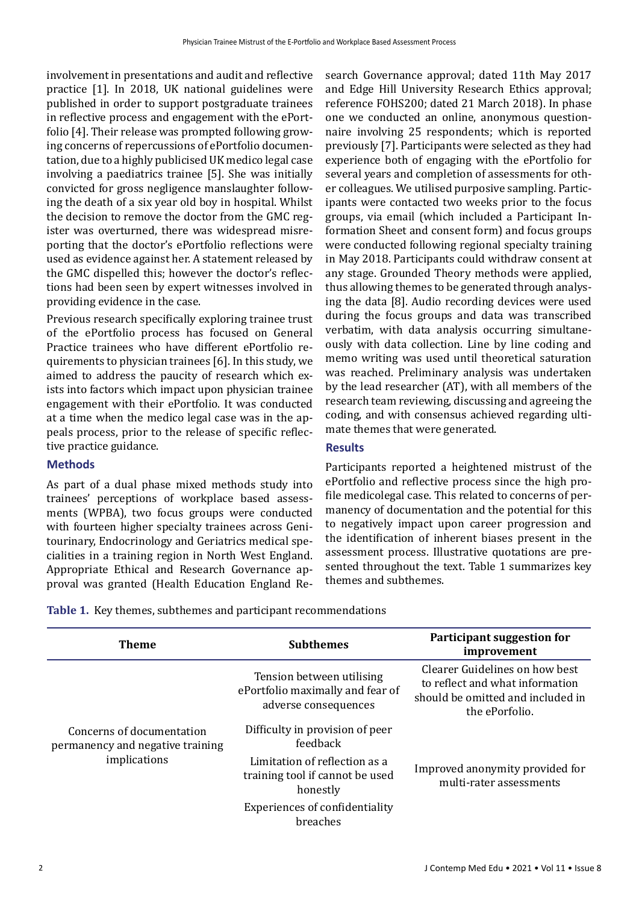involvement in presentations and audit and reflective practice [1]. In 2018, UK national guidelines were published in order to support postgraduate trainees in reflective process and engagement with the ePortfolio [4]. Their release was prompted following growing concerns of repercussions of ePortfolio documentation, due to a highly publicised UK medico legal case involving a paediatrics trainee [5]. She was initially convicted for gross negligence manslaughter following the death of a six year old boy in hospital. Whilst the decision to remove the doctor from the GMC register was overturned, there was widespread misreporting that the doctor's ePortfolio reflections were used as evidence against her. A statement released by the GMC dispelled this; however the doctor's reflections had been seen by expert witnesses involved in providing evidence in the case.

Previous research specifically exploring trainee trust of the ePortfolio process has focused on General Practice trainees who have different ePortfolio requirements to physician trainees [6]. In this study, we aimed to address the paucity of research which exists into factors which impact upon physician trainee engagement with their ePortfolio. It was conducted at a time when the medico legal case was in the appeals process, prior to the release of specific reflective practice guidance.

## Methods

As part of a dual phase mixed methods study into trainees' perceptions of workplace based assessments (WPBA), two focus groups were conducted with fourteen higher specialty trainees across Genitourinary, Endocrinology and Geriatrics medical specialties in a training region in North West England. Appropriate Ethical and Research Governance approval was granted (Health Education England Research Governance approval; dated 11th May 2017 and Edge Hill University Research Ethics approval; reference FOHS200; dated 21 March 2018). In phase one we conducted an online, anonymous questionnaire involving 25 respondents; which is reported previously [7]. Participants were selected as they had experience both of engaging with the ePortfolio for several years and completion of assessments for other colleagues. We utilised purposive sampling. Participants were contacted two weeks prior to the focus groups, via email (which included a Participant Information Sheet and consent form) and focus groups were conducted following regional specialty training in May 2018. Participants could withdraw consent at any stage. Grounded Theory methods were applied, thus allowing themes to be generated through analysing the data [8]. Audio recording devices were used during the focus groups and data was transcribed verbatim, with data analysis occurring simultaneously with data collection. Line by line coding and memo writing was used until theoretical saturation was reached. Preliminary analysis was undertaken by the lead researcher (AT), with all members of the research team reviewing, discussing and agreeing the coding, and with consensus achieved regarding ultimate themes that were generated.

## Results

Participants reported a heightened mistrust of the ePortfolio and reflective process since the high profile medicolegal case. This related to concerns of permanency of documentation and the potential for this to negatively impact upon career progression and the identification of inherent biases present in the assessment process. Illustrative quotations are presented throughout the text. Table 1 summarizes key themes and subthemes.

**Table 1.** Key themes, subthemes and participant recommendations

| Theme | Subthemes | Participant suggestion for improvement |
|---|---|---|
| Concerns of documentation permanency and negative training implications | Tension between utilising ePortfolio maximally and fear of adverse consequences | Clearer Guidelines on how best to reflect and what information should be omitted and included in the ePorfolio. |
| | Difficulty in provision of peer feedback | Improved anonymity provided for multi-rater assessments |
| | Limitation of reflection as a training tool if cannot be used honestly | |
| | Experiences of confidentiality breaches | |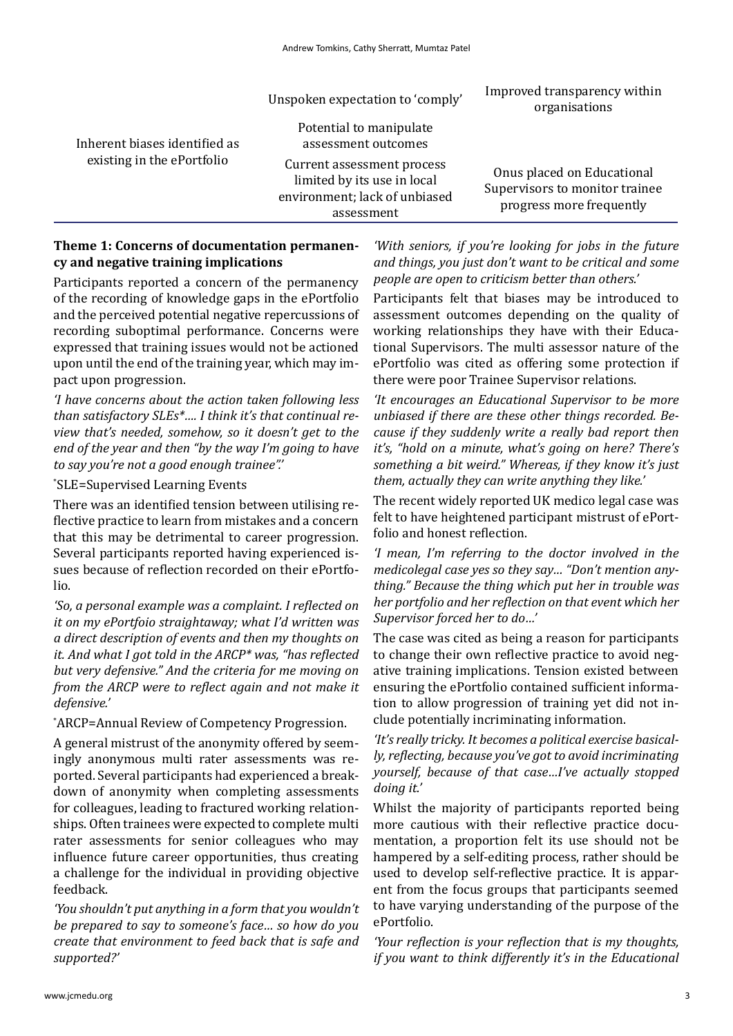| | | |
|---|---|---|
| Inherent biases identified as existing in the ePortfolio | Unspoken expectation to 'comply' | Improved transparency within organisations |
| | Potential to manipulate assessment outcomes | |
| | Current assessment process limited by its use in local environment; lack of unbiased assessment | Onus placed on Educational Supervisors to monitor trainee progress more frequently |

**Theme 1: Concerns of documentation permanency and negative training implications**

Participants reported a concern of the permanency of the recording of knowledge gaps in the ePortfolio and the perceived potential negative repercussions of recording suboptimal performance. Concerns were expressed that training issues would not be actioned upon until the end of the training year, which may impact upon progression.

*'I have concerns about the action taken following less than satisfactory SLEs\*.... I think it's that continual review that's needed, somehow, so it doesn't get to the end of the year and then "by the way I'm going to have to say you're not a good enough trainee".'*

\*SLE=Supervised Learning Events

There was an identified tension between utilising reflective practice to learn from mistakes and a concern that this may be detrimental to career progression. Several participants reported having experienced issues because of reflection recorded on their ePortfolio.

*'So, a personal example was a complaint. I reflected on it on my ePortfoio straightaway; what I'd written was a direct description of events and then my thoughts on it. And what I got told in the ARCP\* was, "has reflected but very defensive." And the criteria for me moving on from the ARCP were to reflect again and not make it defensive.'*

\*ARCP=Annual Review of Competency Progression.

A general mistrust of the anonymity offered by seemingly anonymous multi rater assessments was reported. Several participants had experienced a breakdown of anonymity when completing assessments for colleagues, leading to fractured working relationships. Often trainees were expected to complete multi rater assessments for senior colleagues who may influence future career opportunities, thus creating a challenge for the individual in providing objective feedback.

*'You shouldn't put anything in a form that you wouldn't be prepared to say to someone's face… so how do you create that environment to feed back that is safe and supported?'*

*'With seniors, if you're looking for jobs in the future and things, you just don't want to be critical and some people are open to criticism better than others.'*

Participants felt that biases may be introduced to assessment outcomes depending on the quality of working relationships they have with their Educational Supervisors. The multi assessor nature of the ePortfolio was cited as offering some protection if there were poor Trainee Supervisor relations.

*'It encourages an Educational Supervisor to be more unbiased if there are these other things recorded. Because if they suddenly write a really bad report then it's, "hold on a minute, what's going on here? There's something a bit weird." Whereas, if they know it's just them, actually they can write anything they like.'*

The recent widely reported UK medico legal case was felt to have heightened participant mistrust of ePortfolio and honest reflection.

*'I mean, I'm referring to the doctor involved in the medicolegal case yes so they say… "Don't mention anything." Because the thing which put her in trouble was her portfolio and her reflection on that event which her Supervisor forced her to do…'*

The case was cited as being a reason for participants to change their own reflective practice to avoid negative training implications. Tension existed between ensuring the ePortfolio contained sufficient information to allow progression of training yet did not include potentially incriminating information.

*'It's really tricky. It becomes a political exercise basically, reflecting, because you've got to avoid incriminating yourself, because of that case…I've actually stopped doing it.'*

Whilst the majority of participants reported being more cautious with their reflective practice documentation, a proportion felt its use should not be hampered by a self-editing process, rather should be used to develop self-reflective practice. It is apparent from the focus groups that participants seemed to have varying understanding of the purpose of the ePortfolio.

*'Your reflection is your reflection that is my thoughts, if you want to think differently it's in the Educational*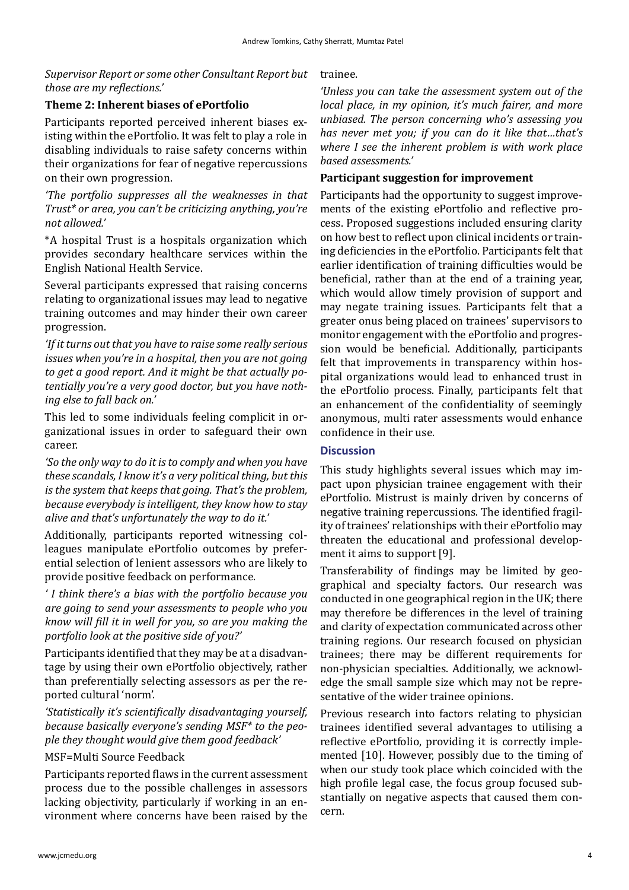*Supervisor Report or some other Consultant Report but those are my reflections.'*

**Theme 2: Inherent biases of ePortfolio**

Participants reported perceived inherent biases existing within the ePortfolio. It was felt to play a role in disabling individuals to raise safety concerns within their organizations for fear of negative repercussions on their own progression.

*'The portfolio suppresses all the weaknesses in that Trust* or area, you can't be criticizing anything, you're not allowed.'*

*A hospital Trust is a hospitals organization which provides secondary healthcare services within the English National Health Service.

Several participants expressed that raising concerns relating to organizational issues may lead to negative training outcomes and may hinder their own career progression.

*'If it turns out that you have to raise some really serious issues when you're in a hospital, then you are not going to get a good report. And it might be that actually potentially you're a very good doctor, but you have nothing else to fall back on.'*

This led to some individuals feeling complicit in organizational issues in order to safeguard their own career.

*'So the only way to do it is to comply and when you have these scandals, I know it's a very political thing, but this is the system that keeps that going. That's the problem, because everybody is intelligent, they know how to stay alive and that's unfortunately the way to do it.'*

Additionally, participants reported witnessing colleagues manipulate ePortfolio outcomes by preferential selection of lenient assessors who are likely to provide positive feedback on performance.

*' I think there's a bias with the portfolio because you are going to send your assessments to people who you know will fill it in well for you, so are you making the portfolio look at the positive side of you?'*

Participants identified that they may be at a disadvantage by using their own ePortfolio objectively, rather than preferentially selecting assessors as per the reported cultural 'norm'.

*'Statistically it's scientifically disadvantaging yourself, because basically everyone's sending MSF* to the people they thought would give them good feedback'*

MSF=Multi Source Feedback

Participants reported flaws in the current assessment process due to the possible challenges in assessors lacking objectivity, particularly if working in an environment where concerns have been raised by the trainee.

*'Unless you can take the assessment system out of the local place, in my opinion, it's much fairer, and more unbiased. The person concerning who's assessing you has never met you; if you can do it like that…that's where I see the inherent problem is with work place based assessments.'*

**Participant suggestion for improvement**

Participants had the opportunity to suggest improvements of the existing ePortfolio and reflective process. Proposed suggestions included ensuring clarity on how best to reflect upon clinical incidents or training deficiencies in the ePortfolio. Participants felt that earlier identification of training difficulties would be beneficial, rather than at the end of a training year, which would allow timely provision of support and may negate training issues. Participants felt that a greater onus being placed on trainees' supervisors to monitor engagement with the ePortfolio and progression would be beneficial. Additionally, participants felt that improvements in transparency within hospital organizations would lead to enhanced trust in the ePortfolio process. Finally, participants felt that an enhancement of the confidentiality of seemingly anonymous, multi rater assessments would enhance confidence in their use.

## Discussion

This study highlights several issues which may impact upon physician trainee engagement with their ePortfolio. Mistrust is mainly driven by concerns of negative training repercussions. The identified fragility of trainees' relationships with their ePortfolio may threaten the educational and professional development it aims to support [9].

Transferability of findings may be limited by geographical and specialty factors. Our research was conducted in one geographical region in the UK; there may therefore be differences in the level of training and clarity of expectation communicated across other training regions. Our research focused on physician trainees; there may be different requirements for non-physician specialties. Additionally, we acknowledge the small sample size which may not be representative of the wider trainee opinions.

Previous research into factors relating to physician trainees identified several advantages to utilising a reflective ePortfolio, providing it is correctly implemented [10]. However, possibly due to the timing of when our study took place which coincided with the high profile legal case, the focus group focused substantially on negative aspects that caused them concern.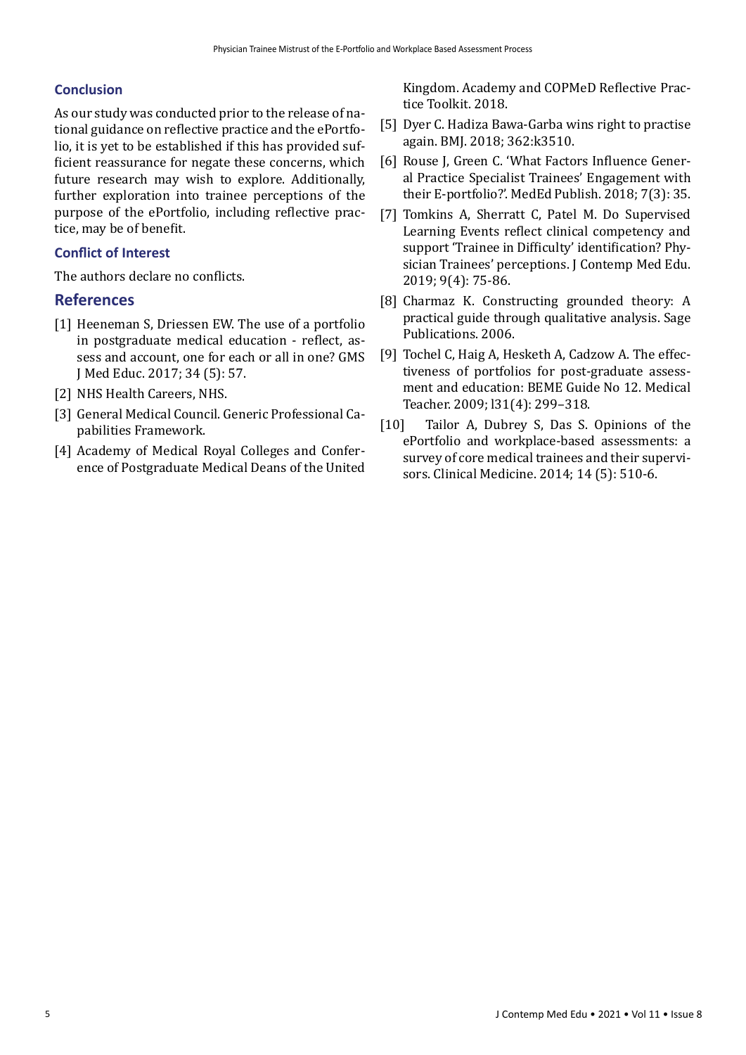## Conclusion

As our study was conducted prior to the release of national guidance on reflective practice and the ePortfolio, it is yet to be established if this has provided sufficient reassurance for negate these concerns, which future research may wish to explore. Additionally, further exploration into trainee perceptions of the purpose of the ePortfolio, including reflective practice, may be of benefit.

## Conflict of Interest

The authors declare no conflicts.

## References

[1] Heeneman S, Driessen EW. The use of a portfolio in postgraduate medical education - reflect, assess and account, one for each or all in one? GMS J Med Educ. 2017; 34 (5): 57.

[2] NHS Health Careers, NHS.

[3] General Medical Council. Generic Professional Capabilities Framework.

[4] Academy of Medical Royal Colleges and Conference of Postgraduate Medical Deans of the United Kingdom. Academy and COPMeD Reflective Practice Toolkit. 2018.

[5] Dyer C. Hadiza Bawa-Garba wins right to practise again. BMJ. 2018; 362:k3510.

[6] Rouse J, Green C. 'What Factors Influence General Practice Specialist Trainees' Engagement with their E-portfolio?'. MedEd Publish. 2018; 7(3): 35.

[7] Tomkins A, Sherratt C, Patel M. Do Supervised Learning Events reflect clinical competency and support 'Trainee in Difficulty' identification? Physician Trainees' perceptions. J Contemp Med Edu. 2019; 9(4): 75-86.

[8] Charmaz K. Constructing grounded theory: A practical guide through qualitative analysis. Sage Publications. 2006.

[9] Tochel C, Haig A, Hesketh A, Cadzow A. The effectiveness of portfolios for post-graduate assessment and education: BEME Guide No 12. Medical Teacher. 2009; l31(4): 299–318.

[10] Tailor A, Dubrey S, Das S. Opinions of the ePortfolio and workplace-based assessments: a survey of core medical trainees and their supervisors. Clinical Medicine. 2014; 14 (5): 510-6.